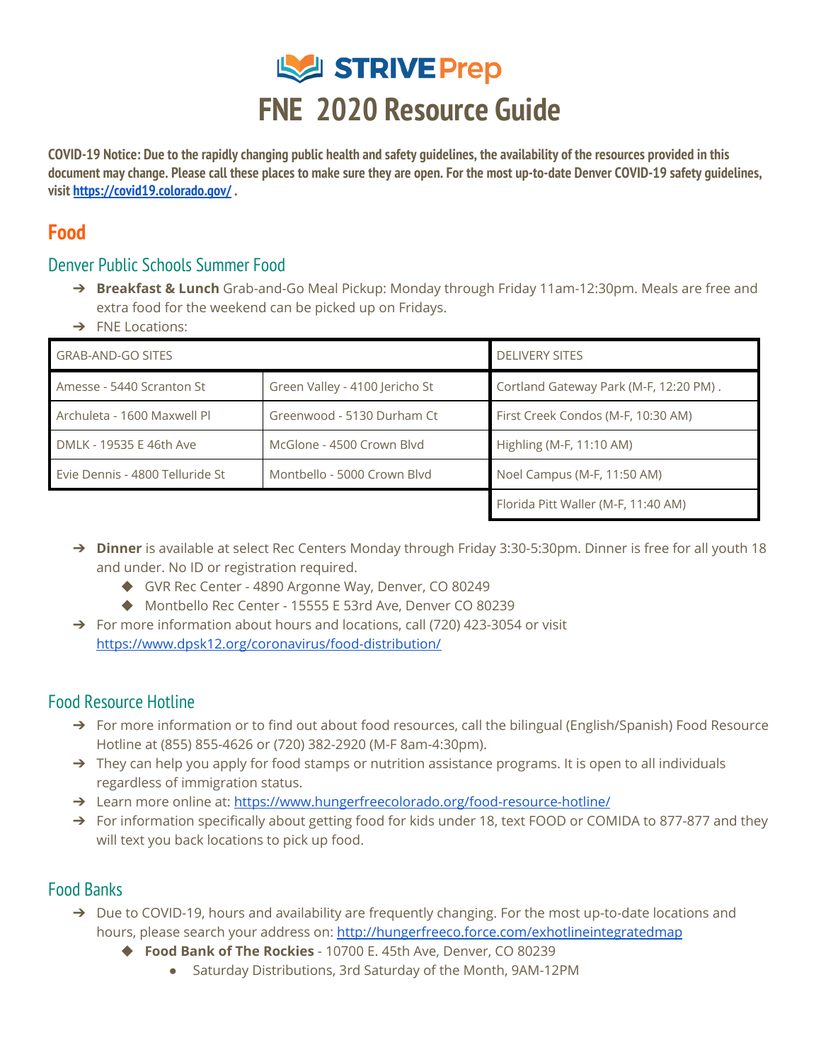# STRIVE Prep

# FNE 2020 Resource Guide

**COVID-19 Notice: Due to the rapidly changing public health and safety guidelines, the availability of the resources provided in this document may change. Please call these places to make sure they are open. For the most up-to-date Denver COVID-19 safety guidelines, visit https://covid19.colorado.gov/ .**

## Food

### Denver Public Schools Summer Food

- **Breakfast & Lunch** Grab-and-Go Meal Pickup: Monday through Friday 11am-12:30pm. Meals are free and extra food for the weekend can be picked up on Fridays.
- FNE Locations:

| GRAB-AND-GO SITES | | DELIVERY SITES |
|---|---|---|
| Amesse - 5440 Scranton St | Green Valley - 4100 Jericho St | Cortland Gateway Park (M-F, 12:20 PM) . |
| Archuleta - 1600 Maxwell Pl | Greenwood - 5130 Durham Ct | First Creek Condos (M-F, 10:30 AM) |
| DMLK - 19535 E 46th Ave | McGlone - 4500 Crown Blvd | Highling (M-F, 11:10 AM) |
| Evie Dennis - 4800 Telluride St | Montbello - 5000 Crown Blvd | Noel Campus (M-F, 11:50 AM) |
| | | Florida Pitt Waller (M-F, 11:40 AM) |

- **Dinner** is available at select Rec Centers Monday through Friday 3:30-5:30pm. Dinner is free for all youth 18 and under. No ID or registration required.
  - GVR Rec Center - 4890 Argonne Way, Denver, CO 80249
  - Montbello Rec Center - 15555 E 53rd Ave, Denver CO 80239
- For more information about hours and locations, call (720) 423-3054 or visit https://www.dpsk12.org/coronavirus/food-distribution/

### Food Resource Hotline

- For more information or to find out about food resources, call the bilingual (English/Spanish) Food Resource Hotline at (855) 855-4626 or (720) 382-2920 (M-F 8am-4:30pm).
- They can help you apply for food stamps or nutrition assistance programs. It is open to all individuals regardless of immigration status.
- Learn more online at: https://www.hungerfreecolorado.org/food-resource-hotline/
- For information specifically about getting food for kids under 18, text FOOD or COMIDA to 877-877 and they will text you back locations to pick up food.

### Food Banks

- Due to COVID-19, hours and availability are frequently changing. For the most up-to-date locations and hours, please search your address on: http://hungerfreeco.force.com/exhotlineintegratedmap
  - **Food Bank of The Rockies** - 10700 E. 45th Ave, Denver, CO 80239
    - Saturday Distributions, 3rd Saturday of the Month, 9AM-12PM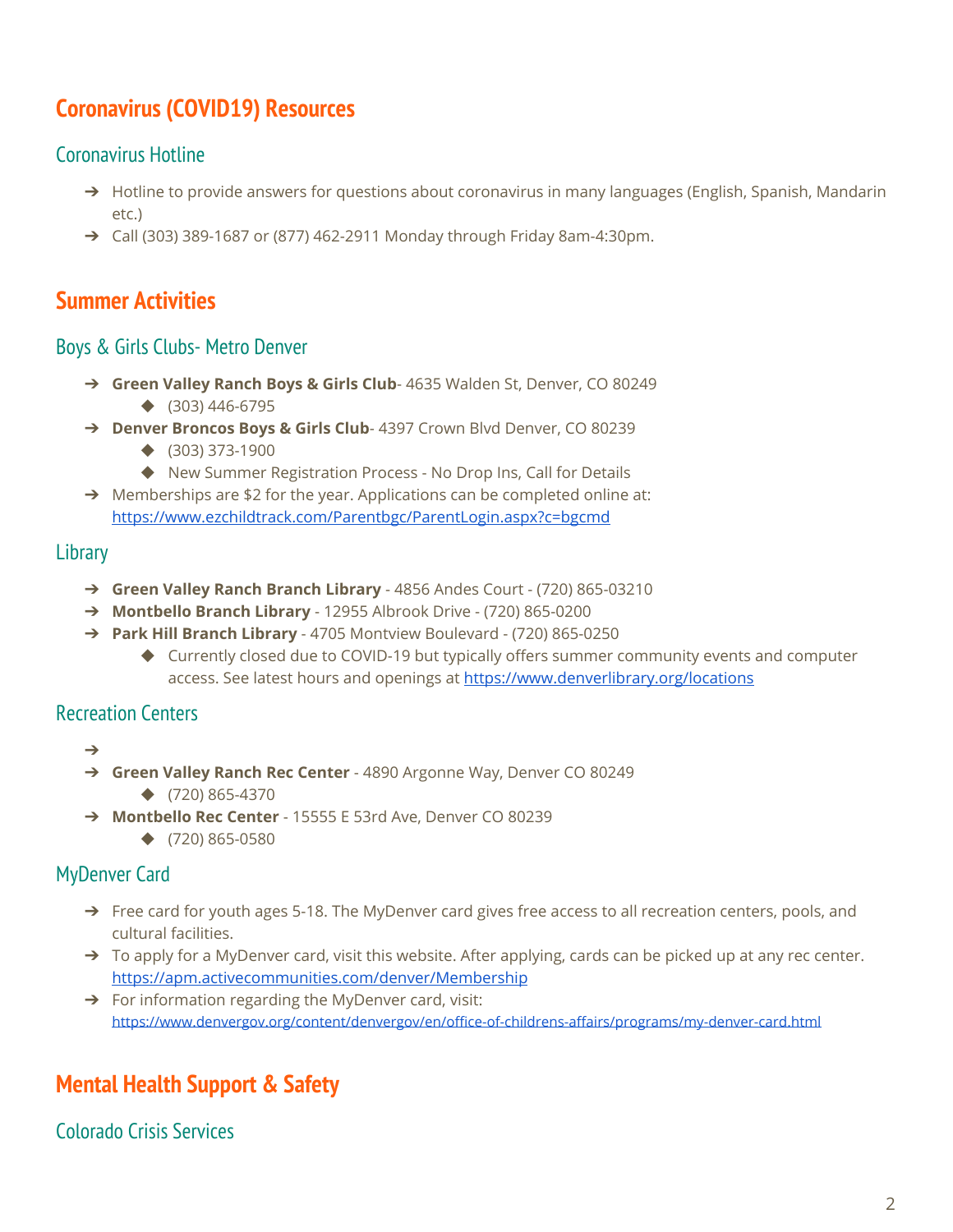## Coronavirus (COVID19) Resources

### Coronavirus Hotline

- Hotline to provide answers for questions about coronavirus in many languages (English, Spanish, Mandarin etc.)
- Call (303) 389-1687 or (877) 462-2911 Monday through Friday 8am-4:30pm.

## Summer Activities

### Boys & Girls Clubs- Metro Denver

- **Green Valley Ranch Boys & Girls Club**- 4635 Walden St, Denver, CO 80249
  - (303) 446-6795
- **Denver Broncos Boys & Girls Club**- 4397 Crown Blvd Denver, CO 80239
  - (303) 373-1900
  - New Summer Registration Process - No Drop Ins, Call for Details
- Memberships are $2 for the year. Applications can be completed online at: https://www.ezchildtrack.com/Parentbgc/ParentLogin.aspx?c=bgcmd

### Library

- **Green Valley Ranch Branch Library** - 4856 Andes Court - (720) 865-03210
- **Montbello Branch Library** - 12955 Albrook Drive - (720) 865-0200
- **Park Hill Branch Library** - 4705 Montview Boulevard - (720) 865-0250
  - Currently closed due to COVID-19 but typically offers summer community events and computer access. See latest hours and openings at https://www.denverlibrary.org/locations

### Recreation Centers

- 
- **Green Valley Ranch Rec Center** - 4890 Argonne Way, Denver CO 80249
  - (720) 865-4370
- **Montbello Rec Center** - 15555 E 53rd Ave, Denver CO 80239
  - (720) 865-0580

### MyDenver Card

- Free card for youth ages 5-18. The MyDenver card gives free access to all recreation centers, pools, and cultural facilities.
- To apply for a MyDenver card, visit this website. After applying, cards can be picked up at any rec center. https://apm.activecommunities.com/denver/Membership
- For information regarding the MyDenver card, visit: https://www.denvergov.org/content/denvergov/en/office-of-childrens-affairs/programs/my-denver-card.html

## Mental Health Support & Safety

### Colorado Crisis Services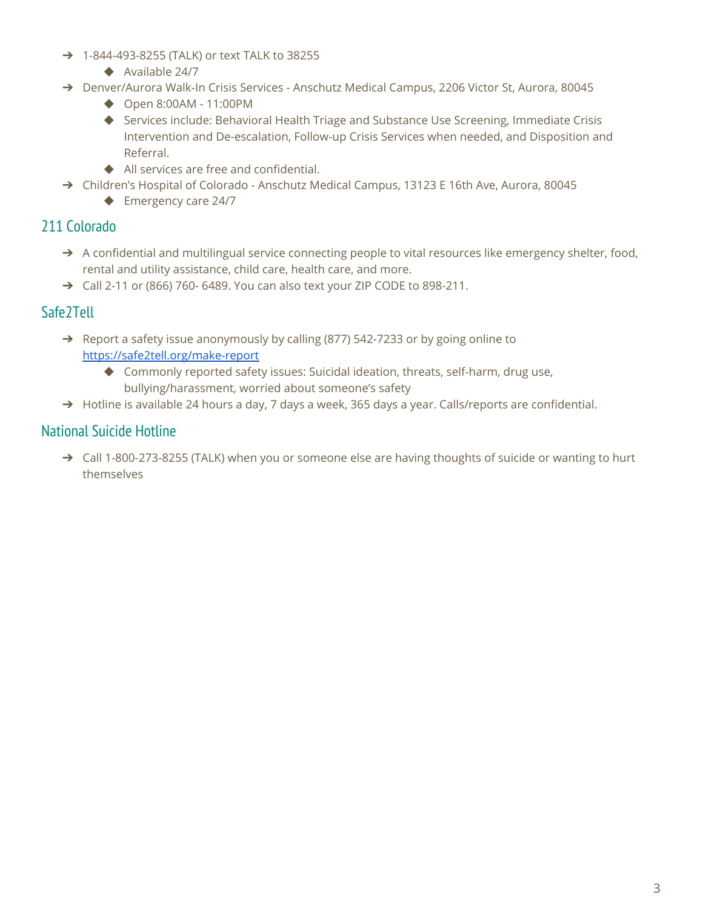- 1-844-493-8255 (TALK) or text TALK to 38255
    - Available 24/7
- Denver/Aurora Walk-In Crisis Services - Anschutz Medical Campus, 2206 Victor St, Aurora, 80045
    - Open 8:00AM - 11:00PM
    - Services include: Behavioral Health Triage and Substance Use Screening, Immediate Crisis Intervention and De-escalation, Follow-up Crisis Services when needed, and Disposition and Referral.
    - All services are free and confidential.
- Children's Hospital of Colorado - Anschutz Medical Campus, 13123 E 16th Ave, Aurora, 80045
    - Emergency care 24/7

## 211 Colorado

- A confidential and multilingual service connecting people to vital resources like emergency shelter, food, rental and utility assistance, child care, health care, and more.
- Call 2-11 or (866) 760- 6489. You can also text your ZIP CODE to 898-211.

## Safe2Tell

- Report a safety issue anonymously by calling (877) 542-7233 or by going online to [https://safe2tell.org/make-report](https://safe2tell.org/make-report)
    - Commonly reported safety issues: Suicidal ideation, threats, self-harm, drug use, bullying/harassment, worried about someone's safety
- Hotline is available 24 hours a day, 7 days a week, 365 days a year. Calls/reports are confidential.

## National Suicide Hotline

- Call 1-800-273-8255 (TALK) when you or someone else are having thoughts of suicide or wanting to hurt themselves